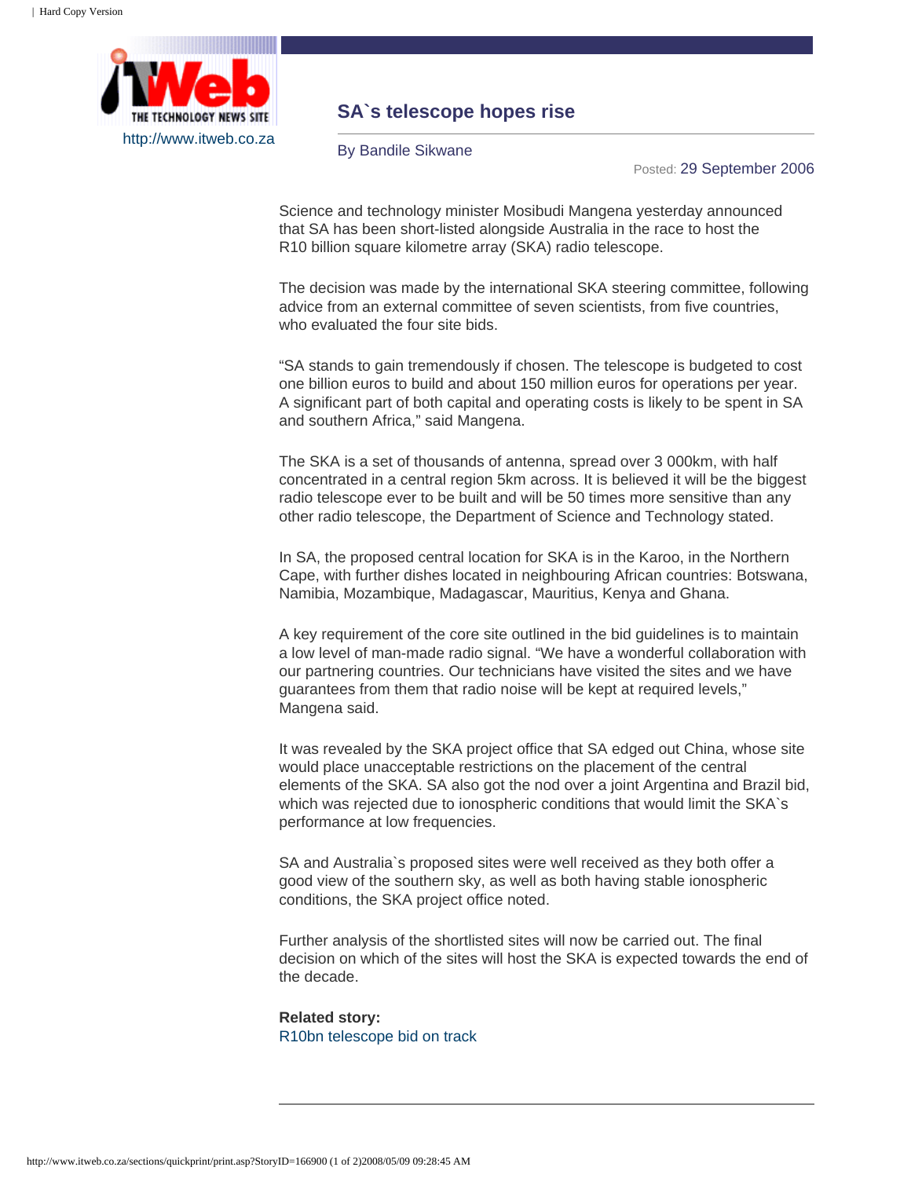http://www.itweb.co.za

# SA`s telescope hopes rise

By Bandile Sikwane

Posted: 29 September 2006

Science and technology minister Mosibudi Mangena yesterday announced that SA has been short-listed alongside Australia in the race to host the R10 billion square kilometre array (SKA) radio telescope.

The decision was made by the international SKA steering committee, following advice from an external committee of seven scientists, from five countries, who evaluated the four site bids.

“SA stands to gain tremendously if chosen. The telescope is budgeted to cost one billion euros to build and about 150 million euros for operations per year. A significant part of both capital and operating costs is likely to be spent in SA and southern Africa,” said Mangena.

The SKA is a set of thousands of antenna, spread over 3 000km, with half concentrated in a central region 5km across. It is believed it will be the biggest radio telescope ever to be built and will be 50 times more sensitive than any other radio telescope, the Department of Science and Technology stated.

In SA, the proposed central location for SKA is in the Karoo, in the Northern Cape, with further dishes located in neighbouring African countries: Botswana, Namibia, Mozambique, Madagascar, Mauritius, Kenya and Ghana.

A key requirement of the core site outlined in the bid guidelines is to maintain a low level of man-made radio signal. “We have a wonderful collaboration with our partnering countries. Our technicians have visited the sites and we have guarantees from them that radio noise will be kept at required levels,” Mangena said.

It was revealed by the SKA project office that SA edged out China, whose site would place unacceptable restrictions on the placement of the central elements of the SKA. SA also got the nod over a joint Argentina and Brazil bid, which was rejected due to ionospheric conditions that would limit the SKA`s performance at low frequencies.

SA and Australia`s proposed sites were well received as they both offer a good view of the southern sky, as well as both having stable ionospheric conditions, the SKA project office noted.

Further analysis of the shortlisted sites will now be carried out. The final decision on which of the sites will host the SKA is expected towards the end of the decade.

**Related story:**
R10bn telescope bid on track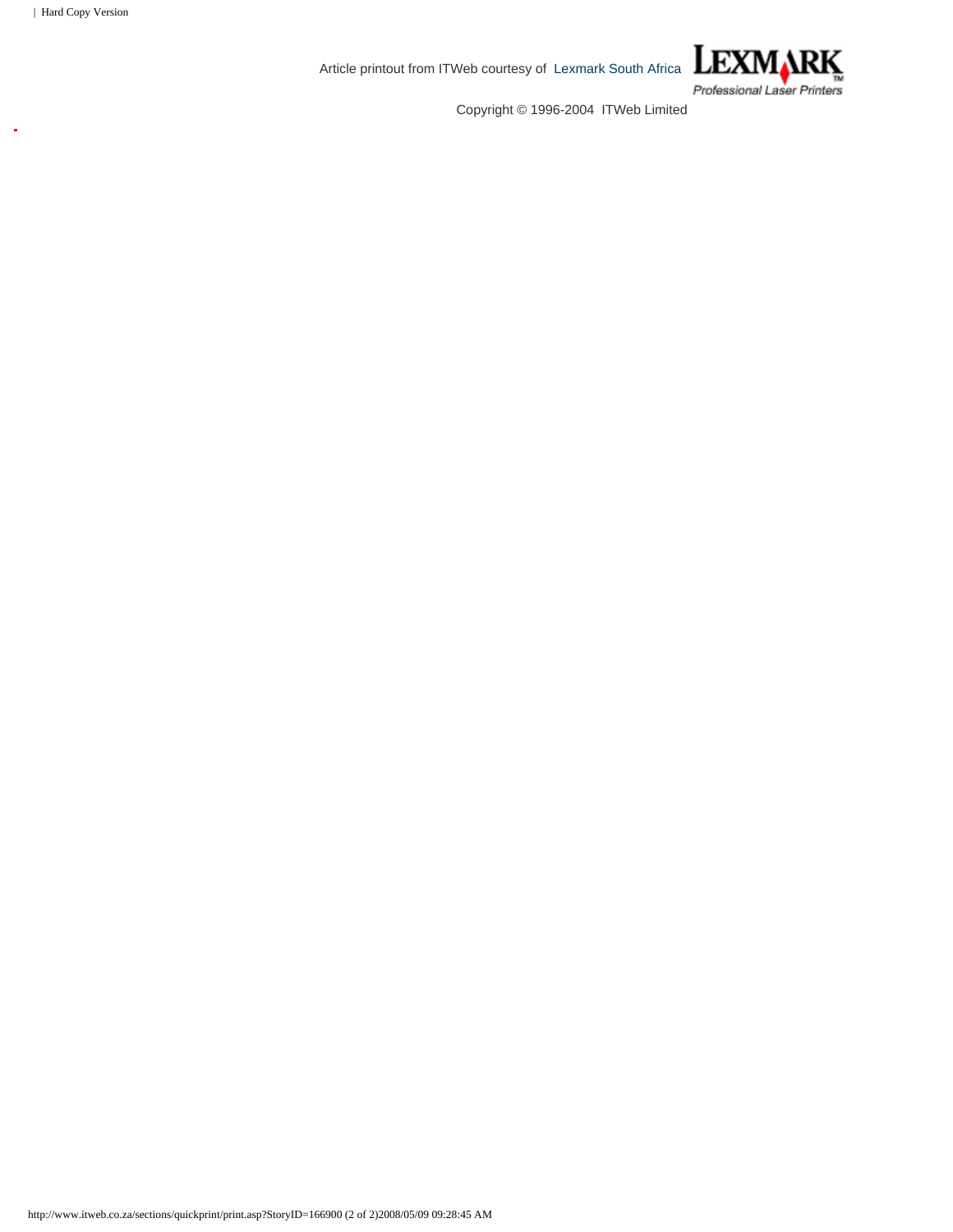Article printout from ITWeb courtesy of Lexmark South Africa

LEXMARK Professional Laser Printers

Copyright © 1996-2004 ITWeb Limited